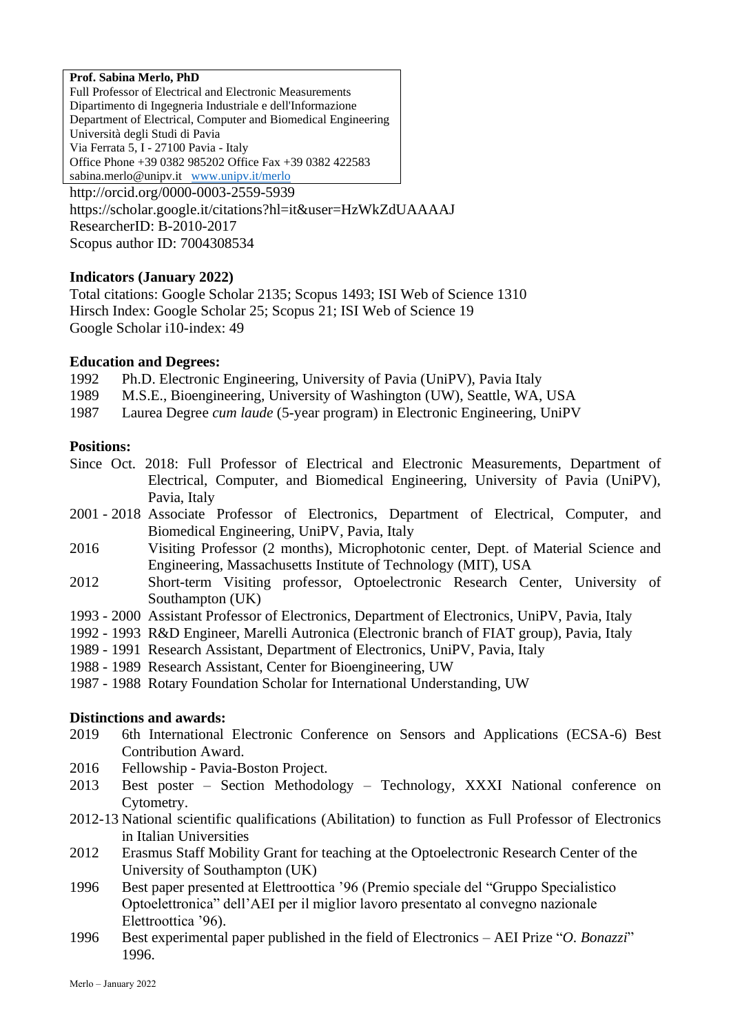**Prof. Sabina Merlo, PhD**
Full Professor of Electrical and Electronic Measurements
Dipartimento di Ingegneria Industriale e dell'Informazione
Department of Electrical, Computer and Biomedical Engineering
Università degli Studi di Pavia
Via Ferrata 5, I - 27100 Pavia - Italy
Office Phone +39 0382 985202 Office Fax +39 0382 422583
sabina.merlo@unipv.it www.unipv.it/merlo

http://orcid.org/0000-0003-2559-5939
https://scholar.google.it/citations?hl=it&user=HzWkZdUAAAAJ
ResearcherID: B-2010-2017
Scopus author ID: 7004308534

**Indicators (January 2022)**

Total citations: Google Scholar 2135; Scopus 1493; ISI Web of Science 1310
Hirsch Index: Google Scholar 25; Scopus 21; ISI Web of Science 19
Google Scholar i10-index: 49

**Education and Degrees:**

- 1992 Ph.D. Electronic Engineering, University of Pavia (UniPV), Pavia Italy
- 1989 M.S.E., Bioengineering, University of Washington (UW), Seattle, WA, USA
- 1987 Laurea Degree *cum laude* (5-year program) in Electronic Engineering, UniPV

**Positions:**

- Since Oct. 2018: Full Professor of Electrical and Electronic Measurements, Department of Electrical, Computer, and Biomedical Engineering, University of Pavia (UniPV), Pavia, Italy
- 2001 - 2018 Associate Professor of Electronics, Department of Electrical, Computer, and Biomedical Engineering, UniPV, Pavia, Italy
- 2016 Visiting Professor (2 months), Microphotonic center, Dept. of Material Science and Engineering, Massachusetts Institute of Technology (MIT), USA
- 2012 Short-term Visiting professor, Optoelectronic Research Center, University of Southampton (UK)
- 1993 - 2000 Assistant Professor of Electronics, Department of Electronics, UniPV, Pavia, Italy
- 1992 - 1993 R&D Engineer, Marelli Autronica (Electronic branch of FIAT group), Pavia, Italy
- 1989 - 1991 Research Assistant, Department of Electronics, UniPV, Pavia, Italy
- 1988 - 1989 Research Assistant, Center for Bioengineering, UW
- 1987 - 1988 Rotary Foundation Scholar for International Understanding, UW

**Distinctions and awards:**

- 2019 6th International Electronic Conference on Sensors and Applications (ECSA-6) Best Contribution Award.
- 2016 Fellowship - Pavia-Boston Project.
- 2013 Best poster – Section Methodology – Technology, XXXI National conference on Cytometry.
- 2012-13 National scientific qualifications (Abilitation) to function as Full Professor of Electronics in Italian Universities
- 2012 Erasmus Staff Mobility Grant for teaching at the Optoelectronic Research Center of the University of Southampton (UK)
- 1996 Best paper presented at Elettroottica '96 (Premio speciale del "Gruppo Specialistico Optoelettronica" dell'AEI per il miglior lavoro presentato al convegno nazionale Elettroottica '96).
- 1996 Best experimental paper published in the field of Electronics – AEI Prize "*O. Bonazzi*" 1996.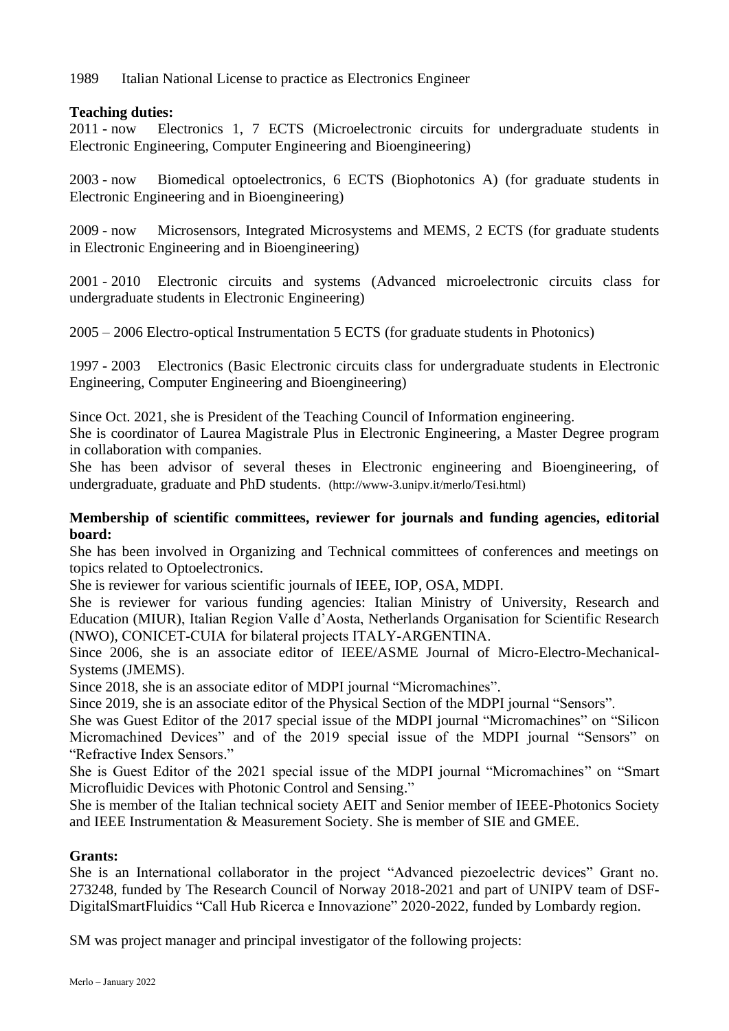1989 Italian National License to practice as Electronics Engineer

**Teaching duties:**

2011 - now Electronics 1, 7 ECTS (Microelectronic circuits for undergraduate students in Electronic Engineering, Computer Engineering and Bioengineering)

2003 - now Biomedical optoelectronics, 6 ECTS (Biophotonics A) (for graduate students in Electronic Engineering and in Bioengineering)

2009 - now Microsensors, Integrated Microsystems and MEMS, 2 ECTS (for graduate students in Electronic Engineering and in Bioengineering)

2001 - 2010 Electronic circuits and systems (Advanced microelectronic circuits class for undergraduate students in Electronic Engineering)

2005 – 2006 Electro-optical Instrumentation 5 ECTS (for graduate students in Photonics)

1997 - 2003 Electronics (Basic Electronic circuits class for undergraduate students in Electronic Engineering, Computer Engineering and Bioengineering)

Since Oct. 2021, she is President of the Teaching Council of Information engineering.
She is coordinator of Laurea Magistrale Plus in Electronic Engineering, a Master Degree program in collaboration with companies.
She has been advisor of several theses in Electronic engineering and Bioengineering, of undergraduate, graduate and PhD students. (http://www-3.unipv.it/merlo/Tesi.html)

**Membership of scientific committees, reviewer for journals and funding agencies, editorial board:**

She has been involved in Organizing and Technical committees of conferences and meetings on topics related to Optoelectronics.
She is reviewer for various scientific journals of IEEE, IOP, OSA, MDPI.
She is reviewer for various funding agencies: Italian Ministry of University, Research and Education (MIUR), Italian Region Valle d'Aosta, Netherlands Organisation for Scientific Research (NWO), CONICET-CUIA for bilateral projects ITALY-ARGENTINA.
Since 2006, she is an associate editor of IEEE/ASME Journal of Micro-Electro-Mechanical-Systems (JMEMS).
Since 2018, she is an associate editor of MDPI journal "Micromachines".
Since 2019, she is an associate editor of the Physical Section of the MDPI journal "Sensors".
She was Guest Editor of the 2017 special issue of the MDPI journal "Micromachines" on "Silicon Micromachined Devices" and of the 2019 special issue of the MDPI journal "Sensors" on "Refractive Index Sensors."
She is Guest Editor of the 2021 special issue of the MDPI journal "Micromachines" on "Smart Microfluidic Devices with Photonic Control and Sensing."
She is member of the Italian technical society AEIT and Senior member of IEEE-Photonics Society and IEEE Instrumentation & Measurement Society. She is member of SIE and GMEE.

**Grants:**

She is an International collaborator in the project "Advanced piezoelectric devices" Grant no. 273248, funded by The Research Council of Norway 2018-2021 and part of UNIPV team of DSF-DigitalSmartFluidics "Call Hub Ricerca e Innovazione" 2020-2022, funded by Lombardy region.

SM was project manager and principal investigator of the following projects: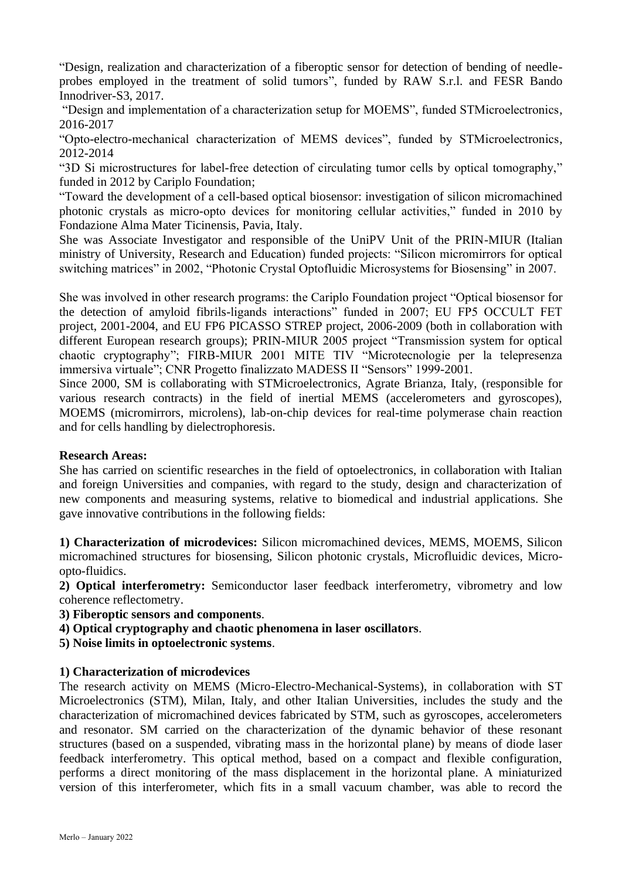"Design, realization and characterization of a fiberoptic sensor for detection of bending of needle-probes employed in the treatment of solid tumors", funded by RAW S.r.l. and FESR Bando Innodriver-S3, 2017.

"Design and implementation of a characterization setup for MOEMS", funded STMicroelectronics, 2016-2017

"Opto-electro-mechanical characterization of MEMS devices", funded by STMicroelectronics, 2012-2014

"3D Si microstructures for label-free detection of circulating tumor cells by optical tomography," funded in 2012 by Cariplo Foundation;

"Toward the development of a cell-based optical biosensor: investigation of silicon micromachined photonic crystals as micro-opto devices for monitoring cellular activities," funded in 2010 by Fondazione Alma Mater Ticinensis, Pavia, Italy.

She was Associate Investigator and responsible of the UniPV Unit of the PRIN-MIUR (Italian ministry of University, Research and Education) funded projects: "Silicon micromirrors for optical switching matrices" in 2002, "Photonic Crystal Optofluidic Microsystems for Biosensing" in 2007.

She was involved in other research programs: the Cariplo Foundation project "Optical biosensor for the detection of amyloid fibrils-ligands interactions" funded in 2007; EU FP5 OCCULT FET project, 2001-2004, and EU FP6 PICASSO STREP project, 2006-2009 (both in collaboration with different European research groups); PRIN-MIUR 2005 project "Transmission system for optical chaotic cryptography"; FIRB-MIUR 2001 MITE TIV "Microtecnologie per la telepresenza immersiva virtuale"; CNR Progetto finalizzato MADESS II "Sensors" 1999-2001.

Since 2000, SM is collaborating with STMicroelectronics, Agrate Brianza, Italy, (responsible for various research contracts) in the field of inertial MEMS (accelerometers and gyroscopes), MOEMS (micromirrors, microlens), lab-on-chip devices for real-time polymerase chain reaction and for cells handling by dielectrophoresis.

**Research Areas:**

She has carried on scientific researches in the field of optoelectronics, in collaboration with Italian and foreign Universities and companies, with regard to the study, design and characterization of new components and measuring systems, relative to biomedical and industrial applications. She gave innovative contributions in the following fields:

**1) Characterization of microdevices:** Silicon micromachined devices, MEMS, MOEMS, Silicon micromachined structures for biosensing, Silicon photonic crystals, Microfluidic devices, Micro-opto-fluidics.

**2) Optical interferometry:** Semiconductor laser feedback interferometry, vibrometry and low coherence reflectometry.

**3) Fiberoptic sensors and components**.

**4) Optical cryptography and chaotic phenomena in laser oscillators**.

**5) Noise limits in optoelectronic systems**.

**1) Characterization of microdevices**

The research activity on MEMS (Micro-Electro-Mechanical-Systems), in collaboration with ST Microelectronics (STM), Milan, Italy, and other Italian Universities, includes the study and the characterization of micromachined devices fabricated by STM, such as gyroscopes, accelerometers and resonator. SM carried on the characterization of the dynamic behavior of these resonant structures (based on a suspended, vibrating mass in the horizontal plane) by means of diode laser feedback interferometry. This optical method, based on a compact and flexible configuration, performs a direct monitoring of the mass displacement in the horizontal plane. A miniaturized version of this interferometer, which fits in a small vacuum chamber, was able to record the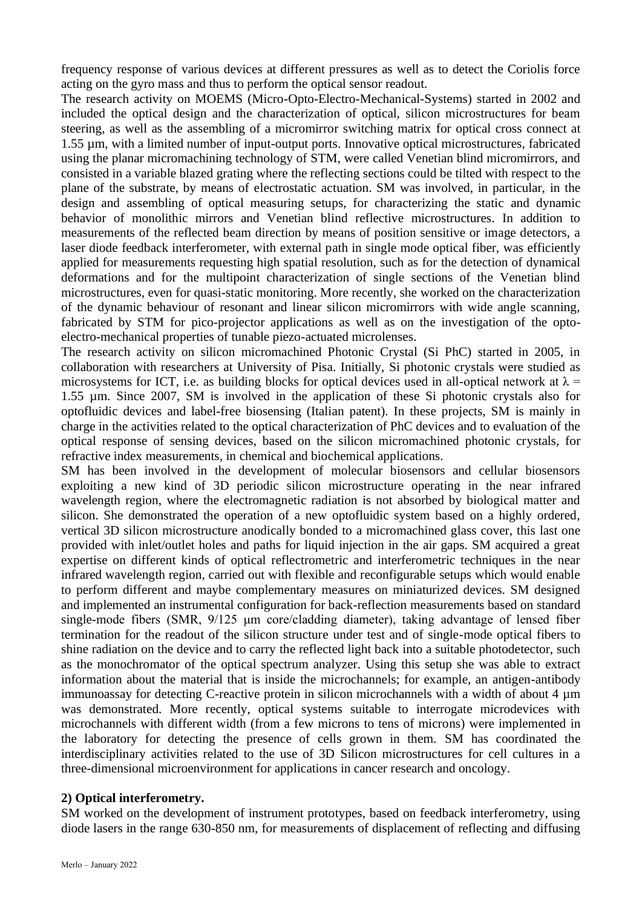frequency response of various devices at different pressures as well as to detect the Coriolis force acting on the gyro mass and thus to perform the optical sensor readout.

The research activity on MOEMS (Micro-Opto-Electro-Mechanical-Systems) started in 2002 and included the optical design and the characterization of optical, silicon microstructures for beam steering, as well as the assembling of a micromirror switching matrix for optical cross connect at 1.55 µm, with a limited number of input-output ports. Innovative optical microstructures, fabricated using the planar micromachining technology of STM, were called Venetian blind micromirrors, and consisted in a variable blazed grating where the reflecting sections could be tilted with respect to the plane of the substrate, by means of electrostatic actuation. SM was involved, in particular, in the design and assembling of optical measuring setups, for characterizing the static and dynamic behavior of monolithic mirrors and Venetian blind reflective microstructures. In addition to measurements of the reflected beam direction by means of position sensitive or image detectors, a laser diode feedback interferometer, with external path in single mode optical fiber, was efficiently applied for measurements requesting high spatial resolution, such as for the detection of dynamical deformations and for the multipoint characterization of single sections of the Venetian blind microstructures, even for quasi-static monitoring. More recently, she worked on the characterization of the dynamic behaviour of resonant and linear silicon micromirrors with wide angle scanning, fabricated by STM for pico-projector applications as well as on the investigation of the opto-electro-mechanical properties of tunable piezo-actuated microlenses.

The research activity on silicon micromachined Photonic Crystal (Si PhC) started in 2005, in collaboration with researchers at University of Pisa. Initially, Si photonic crystals were studied as microsystems for ICT, i.e. as building blocks for optical devices used in all-optical network at $\lambda$ = 1.55 µm. Since 2007, SM is involved in the application of these Si photonic crystals also for optofluidic devices and label-free biosensing (Italian patent). In these projects, SM is mainly in charge in the activities related to the optical characterization of PhC devices and to evaluation of the optical response of sensing devices, based on the silicon micromachined photonic crystals, for refractive index measurements, in chemical and biochemical applications.

SM has been involved in the development of molecular biosensors and cellular biosensors exploiting a new kind of 3D periodic silicon microstructure operating in the near infrared wavelength region, where the electromagnetic radiation is not absorbed by biological matter and silicon. She demonstrated the operation of a new optofluidic system based on a highly ordered, vertical 3D silicon microstructure anodically bonded to a micromachined glass cover, this last one provided with inlet/outlet holes and paths for liquid injection in the air gaps. SM acquired a great expertise on different kinds of optical reflectrometric and interferometric techniques in the near infrared wavelength region, carried out with flexible and reconfigurable setups which would enable to perform different and maybe complementary measures on miniaturized devices. SM designed and implemented an instrumental configuration for back-reflection measurements based on standard single-mode fibers (SMR, 9/125 µm core/cladding diameter), taking advantage of lensed fiber termination for the readout of the silicon structure under test and of single-mode optical fibers to shine radiation on the device and to carry the reflected light back into a suitable photodetector, such as the monochromator of the optical spectrum analyzer. Using this setup she was able to extract information about the material that is inside the microchannels; for example, an antigen-antibody immunoassay for detecting C-reactive protein in silicon microchannels with a width of about 4 µm was demonstrated. More recently, optical systems suitable to interrogate microdevices with microchannels with different width (from a few microns to tens of microns) were implemented in the laboratory for detecting the presence of cells grown in them. SM has coordinated the interdisciplinary activities related to the use of 3D Silicon microstructures for cell cultures in a three-dimensional microenvironment for applications in cancer research and oncology.

**2) Optical interferometry.**

SM worked on the development of instrument prototypes, based on feedback interferometry, using diode lasers in the range 630-850 nm, for measurements of displacement of reflecting and diffusing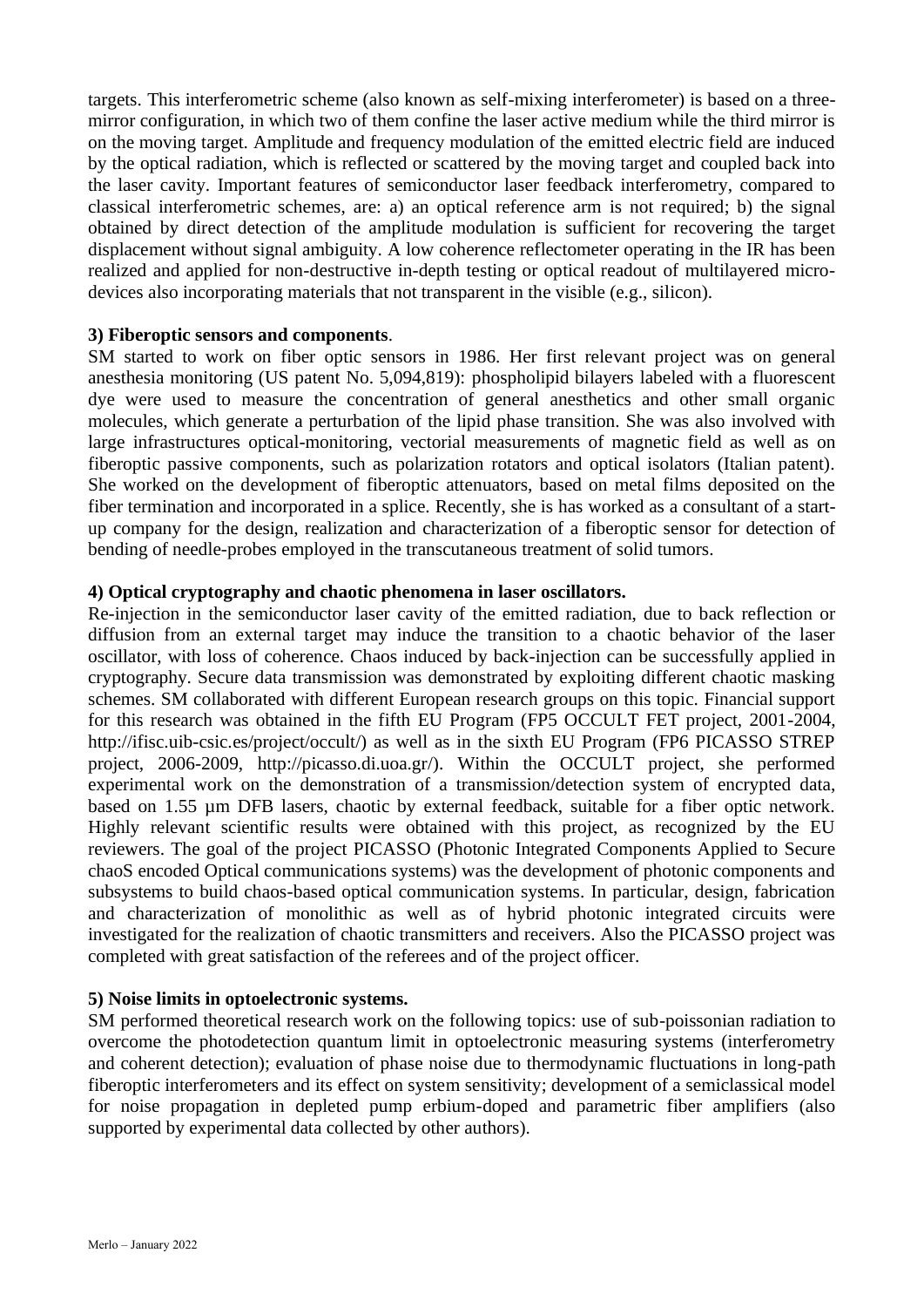targets. This interferometric scheme (also known as self-mixing interferometer) is based on a three-mirror configuration, in which two of them confine the laser active medium while the third mirror is on the moving target. Amplitude and frequency modulation of the emitted electric field are induced by the optical radiation, which is reflected or scattered by the moving target and coupled back into the laser cavity. Important features of semiconductor laser feedback interferometry, compared to classical interferometric schemes, are: a) an optical reference arm is not required; b) the signal obtained by direct detection of the amplitude modulation is sufficient for recovering the target displacement without signal ambiguity. A low coherence reflectometer operating in the IR has been realized and applied for non-destructive in-depth testing or optical readout of multilayered micro-devices also incorporating materials that not transparent in the visible (e.g., silicon).

**3) Fiberoptic sensors and components**.

SM started to work on fiber optic sensors in 1986. Her first relevant project was on general anesthesia monitoring (US patent No. 5,094,819): phospholipid bilayers labeled with a fluorescent dye were used to measure the concentration of general anesthetics and other small organic molecules, which generate a perturbation of the lipid phase transition. She was also involved with large infrastructures optical-monitoring, vectorial measurements of magnetic field as well as on fiberoptic passive components, such as polarization rotators and optical isolators (Italian patent). She worked on the development of fiberoptic attenuators, based on metal films deposited on the fiber termination and incorporated in a splice. Recently, she is has worked as a consultant of a start-up company for the design, realization and characterization of a fiberoptic sensor for detection of bending of needle-probes employed in the transcutaneous treatment of solid tumors.

**4) Optical cryptography and chaotic phenomena in laser oscillators.**

Re-injection in the semiconductor laser cavity of the emitted radiation, due to back reflection or diffusion from an external target may induce the transition to a chaotic behavior of the laser oscillator, with loss of coherence. Chaos induced by back-injection can be successfully applied in cryptography. Secure data transmission was demonstrated by exploiting different chaotic masking schemes. SM collaborated with different European research groups on this topic. Financial support for this research was obtained in the fifth EU Program (FP5 OCCULT FET project, 2001-2004, http://ifisc.uib-csic.es/project/occult/) as well as in the sixth EU Program (FP6 PICASSO STREP project, 2006-2009, http://picasso.di.uoa.gr/). Within the OCCULT project, she performed experimental work on the demonstration of a transmission/detection system of encrypted data, based on 1.55 µm DFB lasers, chaotic by external feedback, suitable for a fiber optic network. Highly relevant scientific results were obtained with this project, as recognized by the EU reviewers. The goal of the project PICASSO (Photonic Integrated Components Applied to Secure chaoS encoded Optical communications systems) was the development of photonic components and subsystems to build chaos-based optical communication systems. In particular, design, fabrication and characterization of monolithic as well as of hybrid photonic integrated circuits were investigated for the realization of chaotic transmitters and receivers. Also the PICASSO project was completed with great satisfaction of the referees and of the project officer.

**5) Noise limits in optoelectronic systems.**

SM performed theoretical research work on the following topics: use of sub-poissonian radiation to overcome the photodetection quantum limit in optoelectronic measuring systems (interferometry and coherent detection); evaluation of phase noise due to thermodynamic fluctuations in long-path fiberoptic interferometers and its effect on system sensitivity; development of a semiclassical model for noise propagation in depleted pump erbium-doped and parametric fiber amplifiers (also supported by experimental data collected by other authors).